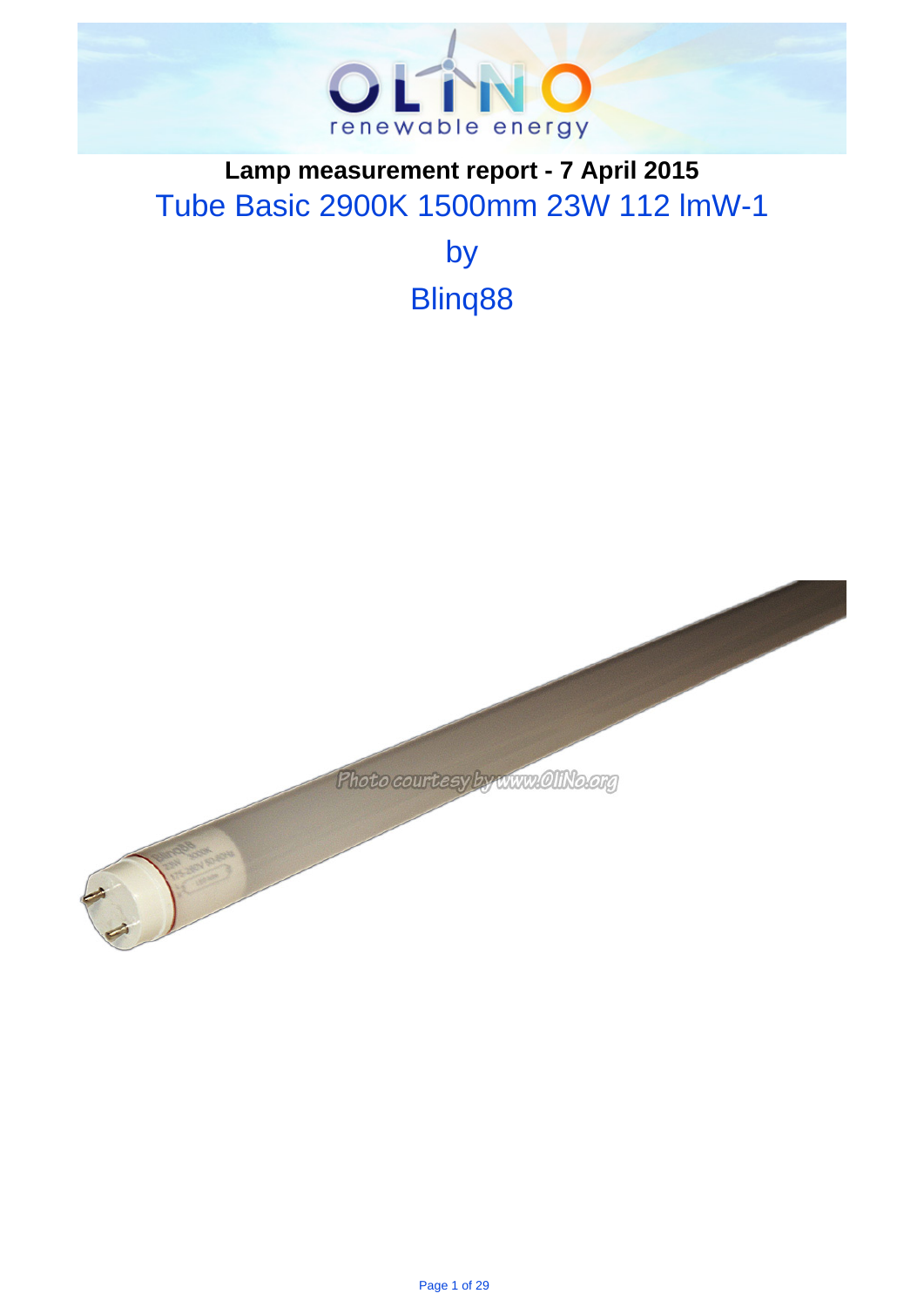**Lamp measurement report - 7 April 2015**

# Tube Basic 2900K 1500mm 23W 112 lmW-1

by

Blinq88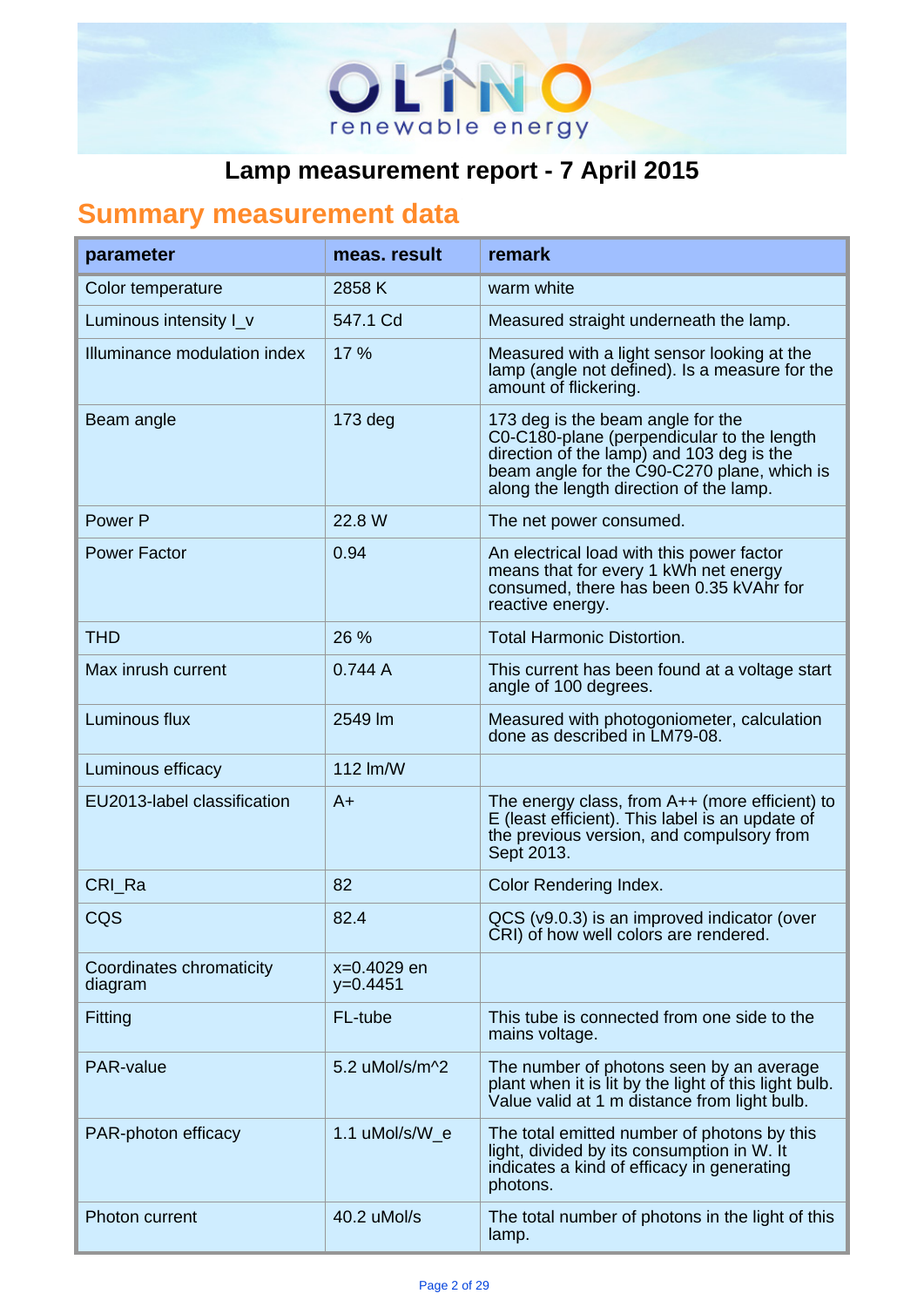# Lamp measurement report - 7 April 2015

## Summary measurement data

| parameter | meas. result | remark |
|---|---|---|
| Color temperature | 2858 K | warm white |
| Luminous intensity I_v | 547.1 Cd | Measured straight underneath the lamp. |
| Illuminance modulation index | 17 % | Measured with a light sensor looking at the lamp (angle not defined). Is a measure for the amount of flickering. |
| Beam angle | 173 deg | 173 deg is the beam angle for the C0-C180-plane (perpendicular to the length direction of the lamp) and 103 deg is the beam angle for the C90-C270 plane, which is along the length direction of the lamp. |
| Power P | 22.8 W | The net power consumed. |
| Power Factor | 0.94 | An electrical load with this power factor means that for every 1 kWh net energy consumed, there has been 0.35 kVAhr for reactive energy. |
| THD | 26 % | Total Harmonic Distortion. |
| Max inrush current | 0.744 A | This current has been found at a voltage start angle of 100 degrees. |
| Luminous flux | 2549 lm | Measured with photogoniometer, calculation done as described in LM79-08. |
| Luminous efficacy | 112 lm/W | |
| EU2013-label classification | A+ | The energy class, from A++ (more efficient) to E (least efficient). This label is an update of the previous version, and compulsory from Sept 2013. |
| CRI_Ra | 82 | Color Rendering Index. |
| CQS | 82.4 | QCS (v9.0.3) is an improved indicator (over CRI) of how well colors are rendered. |
| Coordinates chromaticity diagram | x=0.4029 en y=0.4451 | |
| Fitting | FL-tube | This tube is connected from one side to the mains voltage. |
| PAR-value | 5.2 uMol/s/m^2 | The number of photons seen by an average plant when it is lit by the light of this light bulb. Value valid at 1 m distance from light bulb. |
| PAR-photon efficacy | 1.1 uMol/s/W_e | The total emitted number of photons by this light, divided by its consumption in W. It indicates a kind of efficacy in generating photons. |
| Photon current | 40.2 uMol/s | The total number of photons in the light of this lamp. |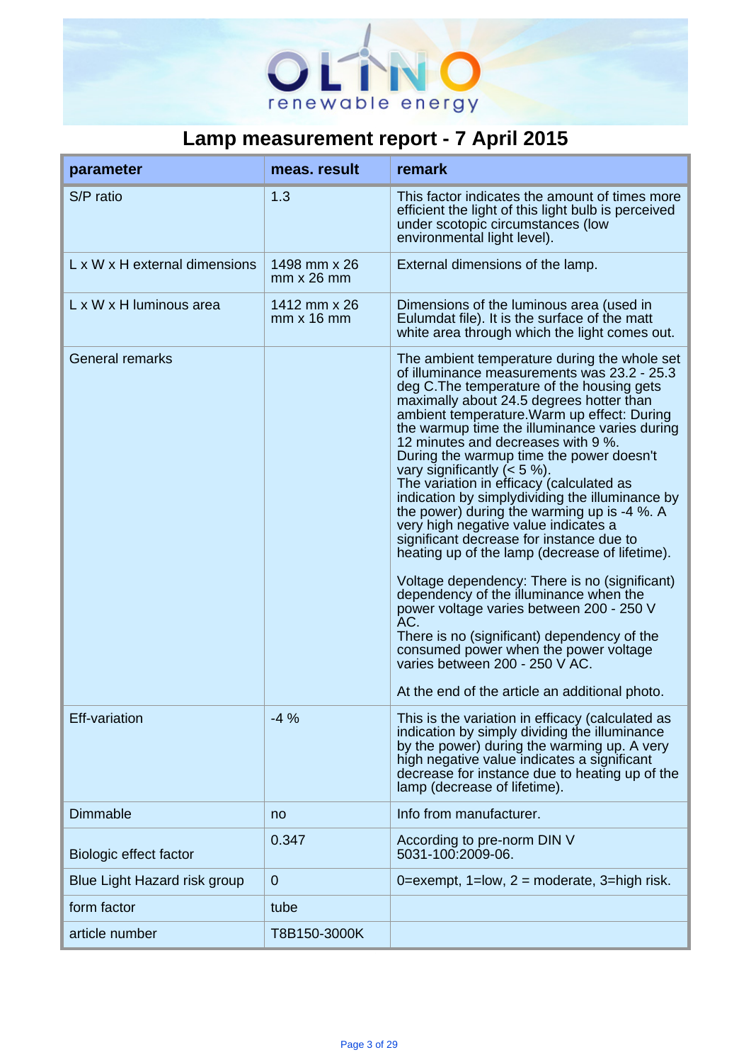# Lamp measurement report - 7 April 2015

| parameter | meas. result | remark |
|---|---|---|
| S/P ratio | 1.3 | This factor indicates the amount of times more efficient the light of this light bulb is perceived under scotopic circumstances (low environmental light level). |
| L x W x H external dimensions | 1498 mm x 26 mm x 26 mm | External dimensions of the lamp. |
| L x W x H luminous area | 1412 mm x 26 mm x 16 mm | Dimensions of the luminous area (used in Eulumdat file). It is the surface of the matt white area through which the light comes out. |
| General remarks | | The ambient temperature during the whole set of illuminance measurements was 23.2 - 25.3 deg C.The temperature of the housing gets maximally about 24.5 degrees hotter than ambient temperature.Warm up effect: During the warmup time the illuminance varies during 12 minutes and decreases with 9 %.<br>During the warmup time the power doesn't vary significantly (< 5 %).<br>The variation in efficacy (calculated as indication by simplydividing the illuminance by the power) during the warming up is -4 %. A very high negative value indicates a significant decrease for instance due to heating up of the lamp (decrease of lifetime).<br><br>Voltage dependency: There is no (significant) dependency of the illuminance when the power voltage varies between 200 - 250 V AC.<br>There is no (significant) dependency of the consumed power when the power voltage varies between 200 - 250 V AC.<br><br>At the end of the article an additional photo. |
| Eff-variation | -4 % | This is the variation in efficacy (calculated as indication by simply dividing the illuminance by the power) during the warming up. A very high negative value indicates a significant decrease for instance due to heating up of the lamp (decrease of lifetime). |
| Dimmable | no | Info from manufacturer. |
| Biologic effect factor | 0.347 | According to pre-norm DIN V 5031-100:2009-06. |
| Blue Light Hazard risk group | 0 | 0=exempt, 1=low, 2 = moderate, 3=high risk. |
| form factor | tube | |
| article number | T8B150-3000K | |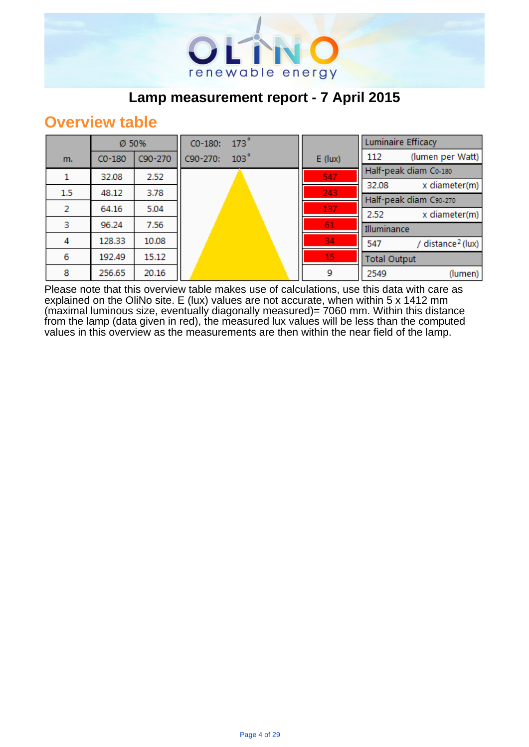# Lamp measurement report - 7 April 2015

## Overview table

| m. | Ø 50% C0-180 | Ø 50% C90-270 | C0-180: 173° / C90-270: 103° | E (lux) |
|---|---|---|---|---|
| 1 | 32.08 | 2.52 | | 547 |
| 1.5 | 48.12 | 3.78 | | 243 |
| 2 | 64.16 | 5.04 | | 137 |
| 3 | 96.24 | 7.56 | | 61 |
| 4 | 128.33 | 10.08 | | 34 |
| 6 | 192.49 | 15.12 | | 15 |
| 8 | 256.65 | 20.16 | | 9 |

| Luminaire Efficacy | |
|---|---|
| 112 | (lumen per Watt) |
| **Half-peak diam C0-180** | |
| 32.08 | x diameter(m) |
| **Half-peak diam C90-270** | |
| 2.52 | x diameter(m) |
| **Illuminance** | |
| 547 | / distance² (lux) |
| **Total Output** | |
| 2549 | (lumen) |

Please note that this overview table makes use of calculations, use this data with care as explained on the OliNo site. E (lux) values are not accurate, when within 5 x 1412 mm (maximal luminous size, eventually diagonally measured)= 7060 mm. Within this distance from the lamp (data given in red), the measured lux values will be less than the computed values in this overview as the measurements are then within the near field of the lamp.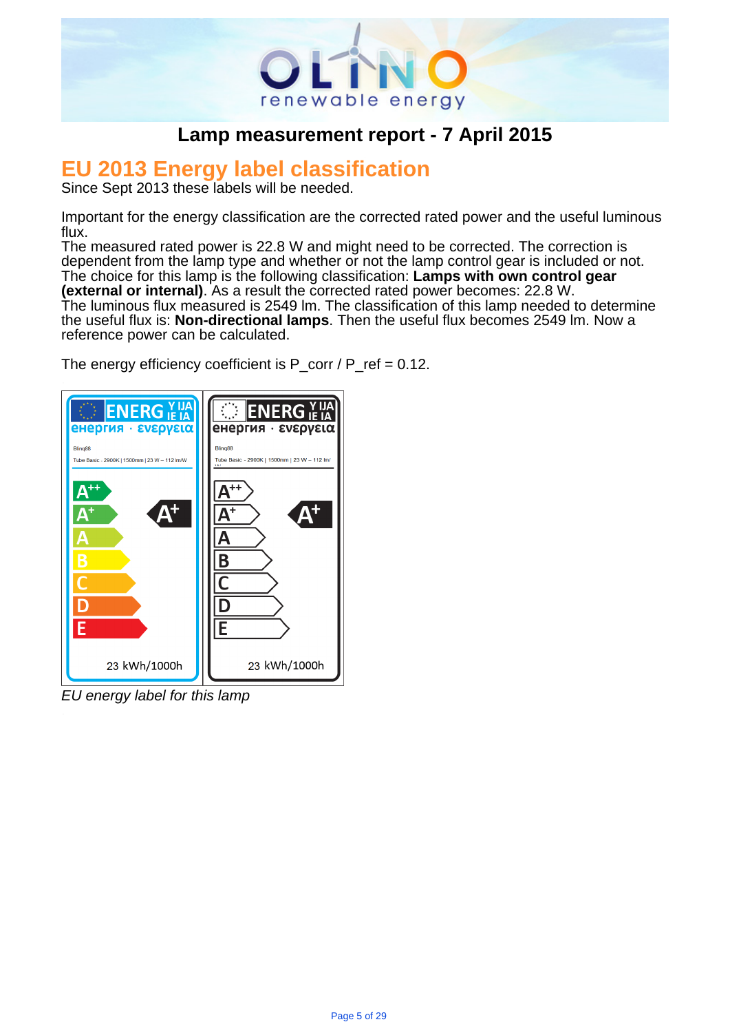## Lamp measurement report - 7 April 2015

# EU 2013 Energy label classification

Since Sept 2013 these labels will be needed.

Important for the energy classification are the corrected rated power and the useful luminous flux.
The measured rated power is 22.8 W and might need to be corrected. The correction is dependent from the lamp type and whether or not the lamp control gear is included or not. The choice for this lamp is the following classification: **Lamps with own control gear (external or internal)**. As a result the corrected rated power becomes: 22.8 W.
The luminous flux measured is 2549 lm. The classification of this lamp needed to determine the useful flux is: **Non-directional lamps**. Then the useful flux becomes 2549 lm. Now a reference power can be calculated.

The energy efficiency coefficient is P_corr / P_ref = 0.12.

ENERGIJA енергия · ενέργεια
Blinq88
Tube Basic - 2900K | 1500mm | 23 W – 112 lm/W
A++ A+ A B C D E — A+
23 kWh/1000h

*EU energy label for this lamp*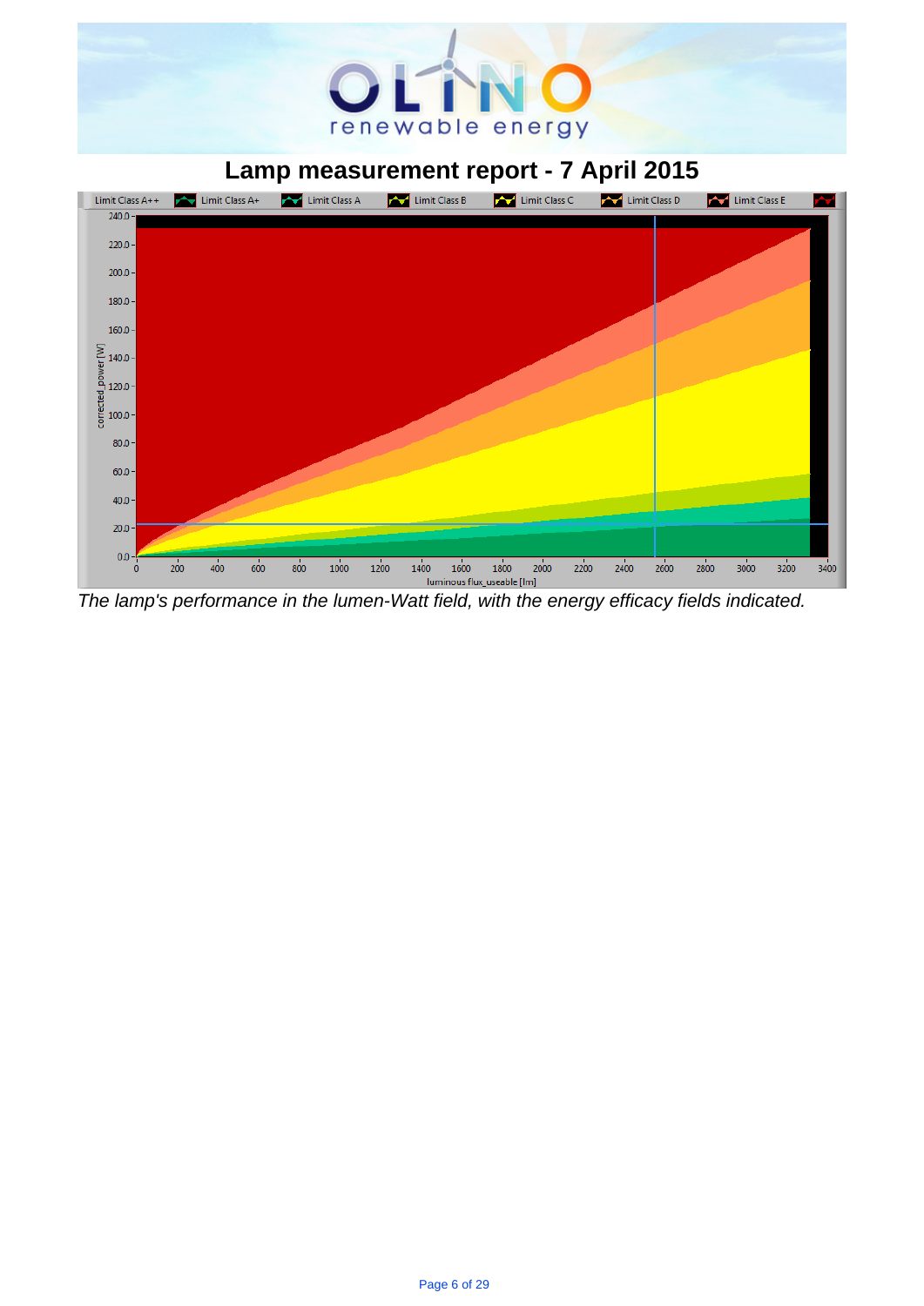# Lamp measurement report - 7 April 2015

*The lamp's performance in the lumen-Watt field, with the energy efficacy fields indicated.*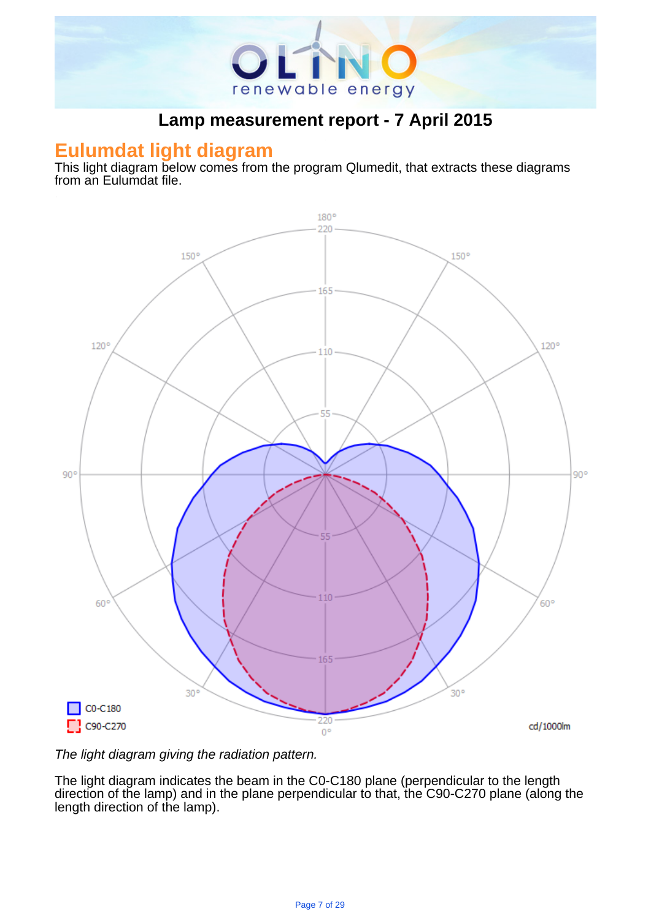# Lamp measurement report - 7 April 2015

## Eulumdat light diagram

This light diagram below comes from the program Qlumedit, that extracts these diagrams from an Eulumdat file.

*The light diagram giving the radiation pattern.*

The light diagram indicates the beam in the C0-C180 plane (perpendicular to the length direction of the lamp) and in the plane perpendicular to that, the C90-C270 plane (along the length direction of the lamp).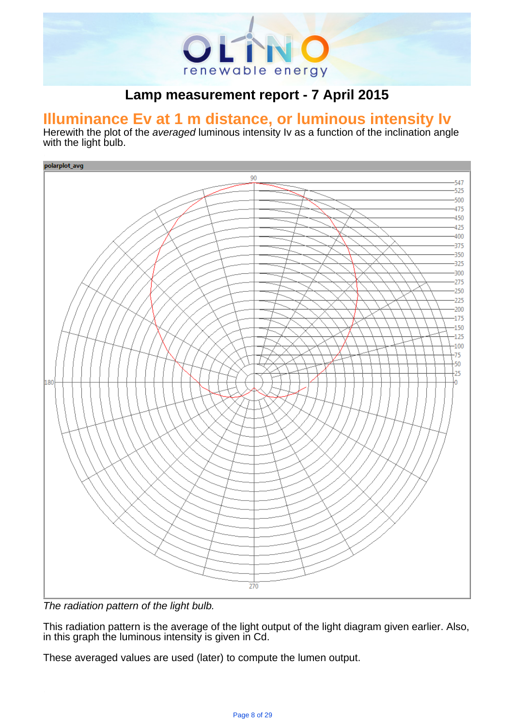# Lamp measurement report - 7 April 2015

## Illuminance Ev at 1 m distance, or luminous intensity Iv

Herewith the plot of the *averaged* luminous intensity Iv as a function of the inclination angle with the light bulb.

*The radiation pattern of the light bulb.*

This radiation pattern is the average of the light output of the light diagram given earlier. Also, in this graph the luminous intensity is given in Cd.

These averaged values are used (later) to compute the lumen output.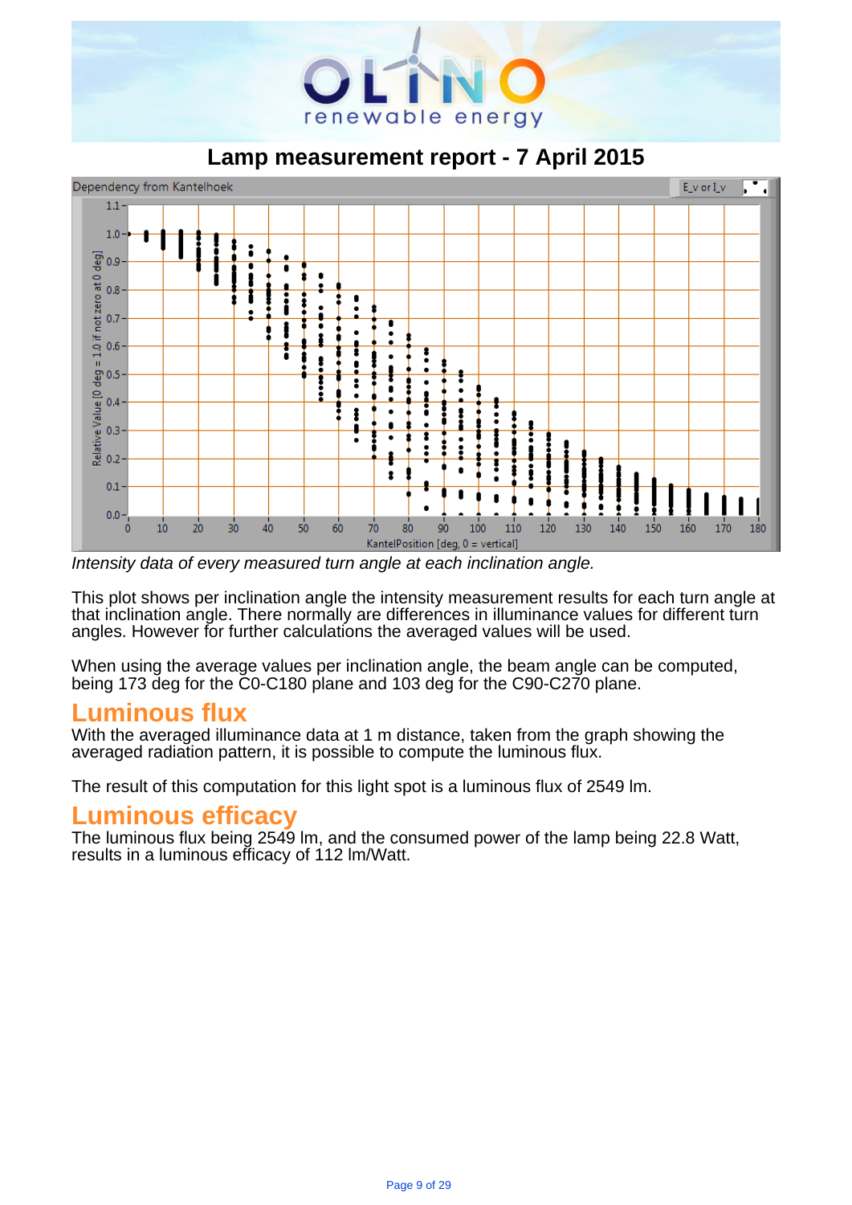# Lamp measurement report - 7 April 2015

*Intensity data of every measured turn angle at each inclination angle.*

This plot shows per inclination angle the intensity measurement results for each turn angle at that inclination angle. There normally are differences in illuminance values for different turn angles. However for further calculations the averaged values will be used.

When using the average values per inclination angle, the beam angle can be computed, being 173 deg for the C0-C180 plane and 103 deg for the C90-C270 plane.

## Luminous flux

With the averaged illuminance data at 1 m distance, taken from the graph showing the averaged radiation pattern, it is possible to compute the luminous flux.

The result of this computation for this light spot is a luminous flux of 2549 lm.

## Luminous efficacy

The luminous flux being 2549 lm, and the consumed power of the lamp being 22.8 Watt, results in a luminous efficacy of 112 lm/Watt.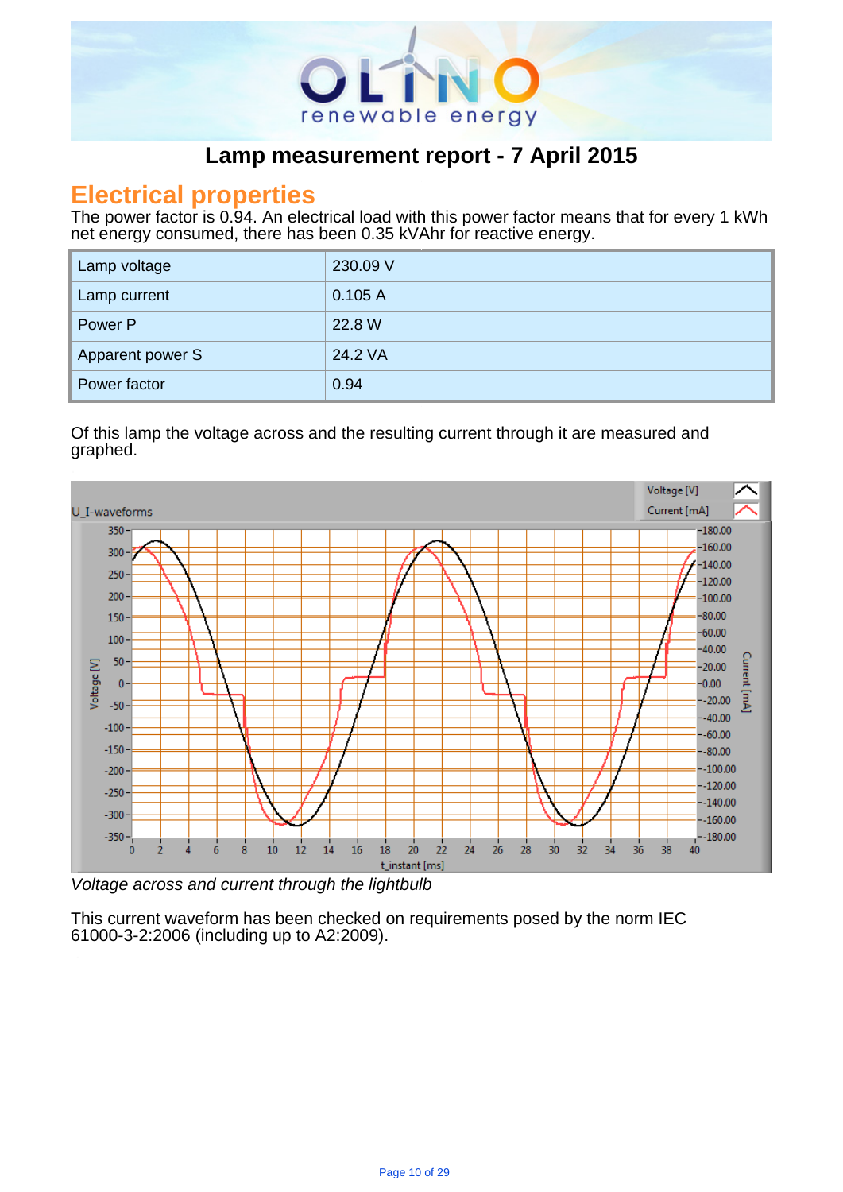# Lamp measurement report - 7 April 2015

## Electrical properties

The power factor is 0.94. An electrical load with this power factor means that for every 1 kWh net energy consumed, there has been 0.35 kVAhr for reactive energy.

| Lamp voltage | 230.09 V |
|---|---|
| Lamp current | 0.105 A |
| Power P | 22.8 W |
| Apparent power S | 24.2 VA |
| Power factor | 0.94 |

Of this lamp the voltage across and the resulting current through it are measured and graphed.

*Voltage across and current through the lightbulb*

This current waveform has been checked on requirements posed by the norm IEC 61000-3-2:2006 (including up to A2:2009).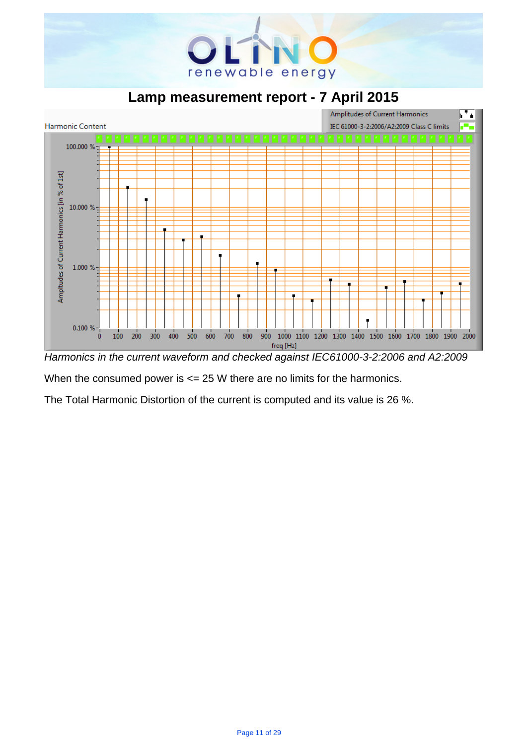# Lamp measurement report - 7 April 2015

*Harmonics in the current waveform and checked against IEC61000-3-2:2006 and A2:2009*

When the consumed power is <= 25 W there are no limits for the harmonics.

The Total Harmonic Distortion of the current is computed and its value is 26 %.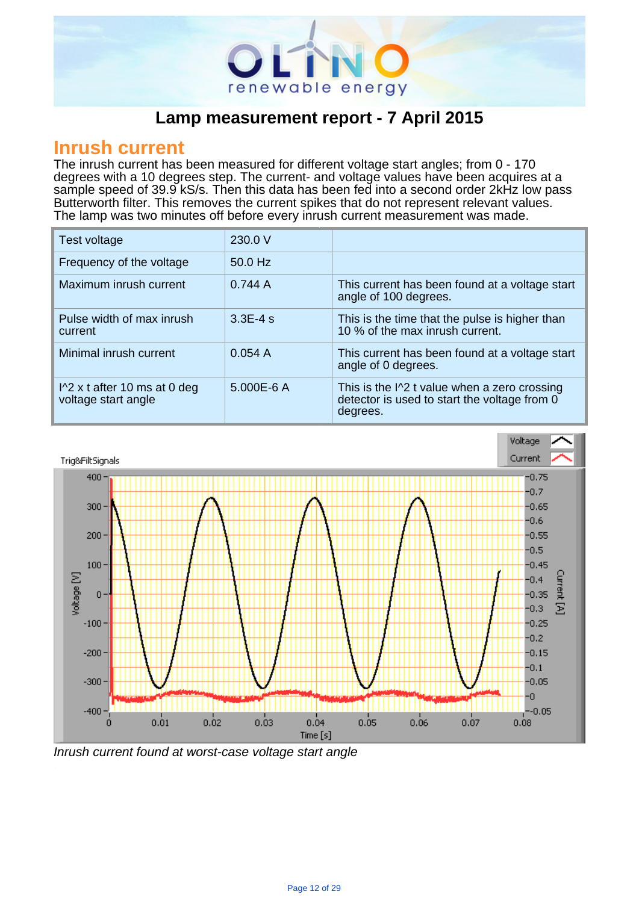## Lamp measurement report - 7 April 2015

# Inrush current

The inrush current has been measured for different voltage start angles; from 0 - 170 degrees with a 10 degrees step. The current- and voltage values have been acquires at a sample speed of 39.9 kS/s. Then this data has been fed into a second order 2kHz low pass Butterworth filter. This removes the current spikes that do not represent relevant values. The lamp was two minutes off before every inrush current measurement was made.

| | | |
|---|---|---|
| Test voltage | 230.0 V | |
| Frequency of the voltage | 50.0 Hz | |
| Maximum inrush current | 0.744 A | This current has been found at a voltage start angle of 100 degrees. |
| Pulse width of max inrush current | 3.3E-4 s | This is the time that the pulse is higher than 10 % of the max inrush current. |
| Minimal inrush current | 0.054 A | This current has been found at a voltage start angle of 0 degrees. |
| I^2 x t after 10 ms at 0 deg voltage start angle | 5.000E-6 A | This is the I^2 t value when a zero crossing detector is used to start the voltage from 0 degrees. |

*Inrush current found at worst-case voltage start angle*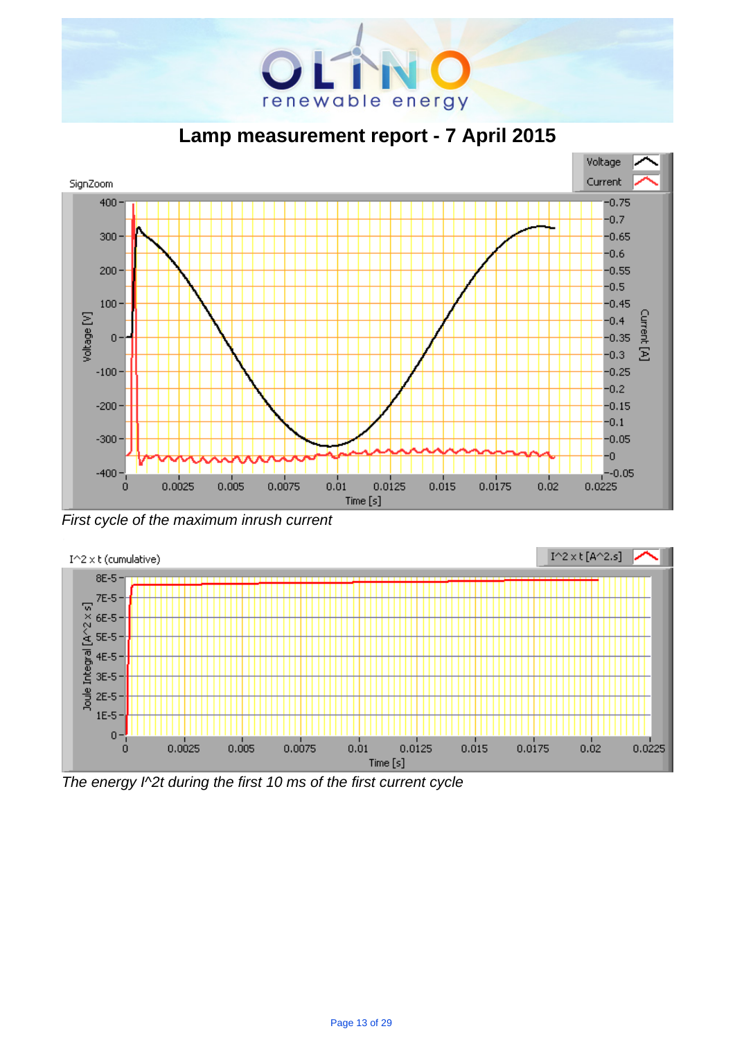# Lamp measurement report - 7 April 2015

*First cycle of the maximum inrush current*

*The energy I^2t during the first 10 ms of the first current cycle*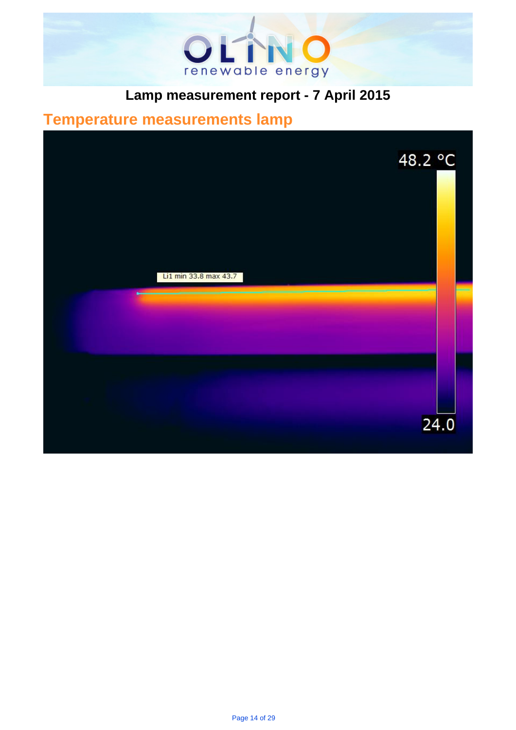# Lamp measurement report - 7 April 2015

## Temperature measurements lamp

48.2 °C

Li1 min 33.8 max 43.7

24.0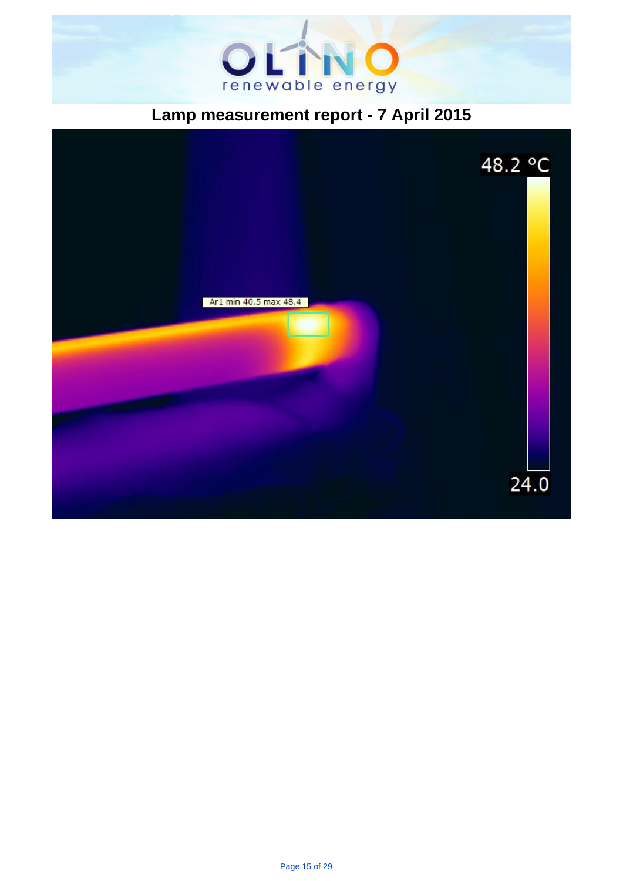# Lamp measurement report - 7 April 2015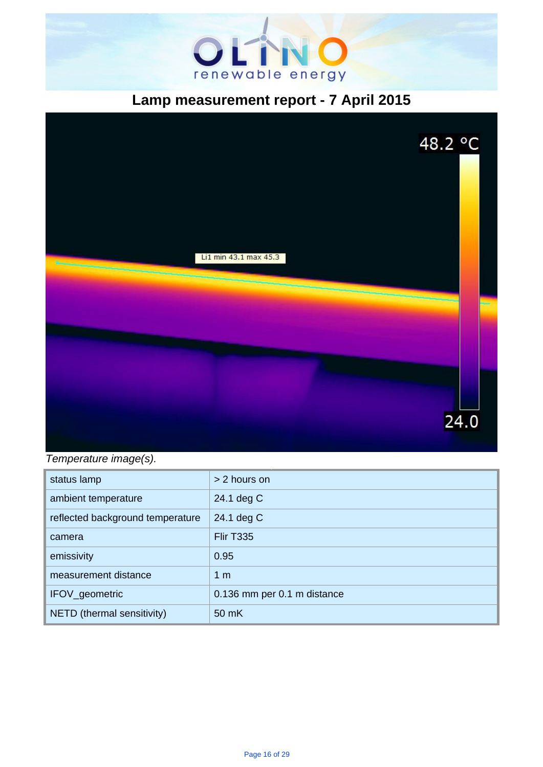# Lamp measurement report - 7 April 2015

*Temperature image(s).*

| status lamp | > 2 hours on |
|---|---|
| ambient temperature | 24.1 deg C |
| reflected background temperature | 24.1 deg C |
| camera | Flir T335 |
| emissivity | 0.95 |
| measurement distance | 1 m |
| IFOV_geometric | 0.136 mm per 0.1 m distance |
| NETD (thermal sensitivity) | 50 mK |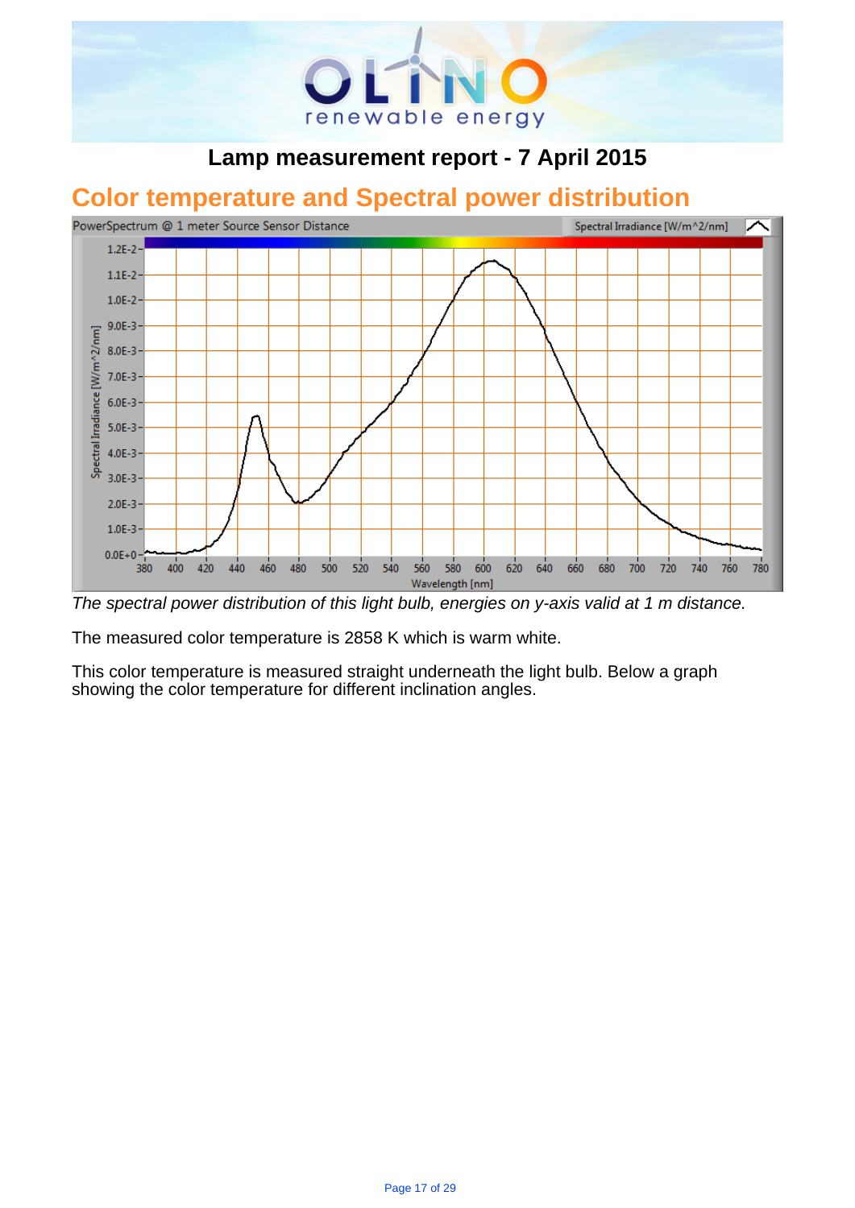## Lamp measurement report - 7 April 2015

# Color temperature and Spectral power distribution

*The spectral power distribution of this light bulb, energies on y-axis valid at 1 m distance.*

The measured color temperature is 2858 K which is warm white.

This color temperature is measured straight underneath the light bulb. Below a graph showing the color temperature for different inclination angles.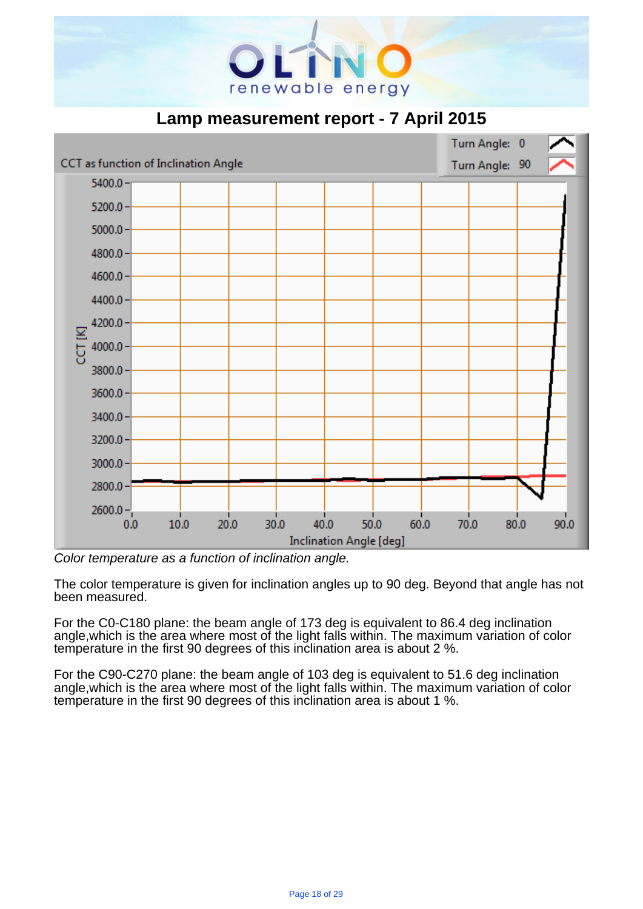# Lamp measurement report - 7 April 2015

*Color temperature as a function of inclination angle.*

The color temperature is given for inclination angles up to 90 deg. Beyond that angle has not been measured.

For the C0-C180 plane: the beam angle of 173 deg is equivalent to 86.4 deg inclination angle,which is the area where most of the light falls within. The maximum variation of color temperature in the first 90 degrees of this inclination area is about 2 %.

For the C90-C270 plane: the beam angle of 103 deg is equivalent to 51.6 deg inclination angle,which is the area where most of the light falls within. The maximum variation of color temperature in the first 90 degrees of this inclination area is about 1 %.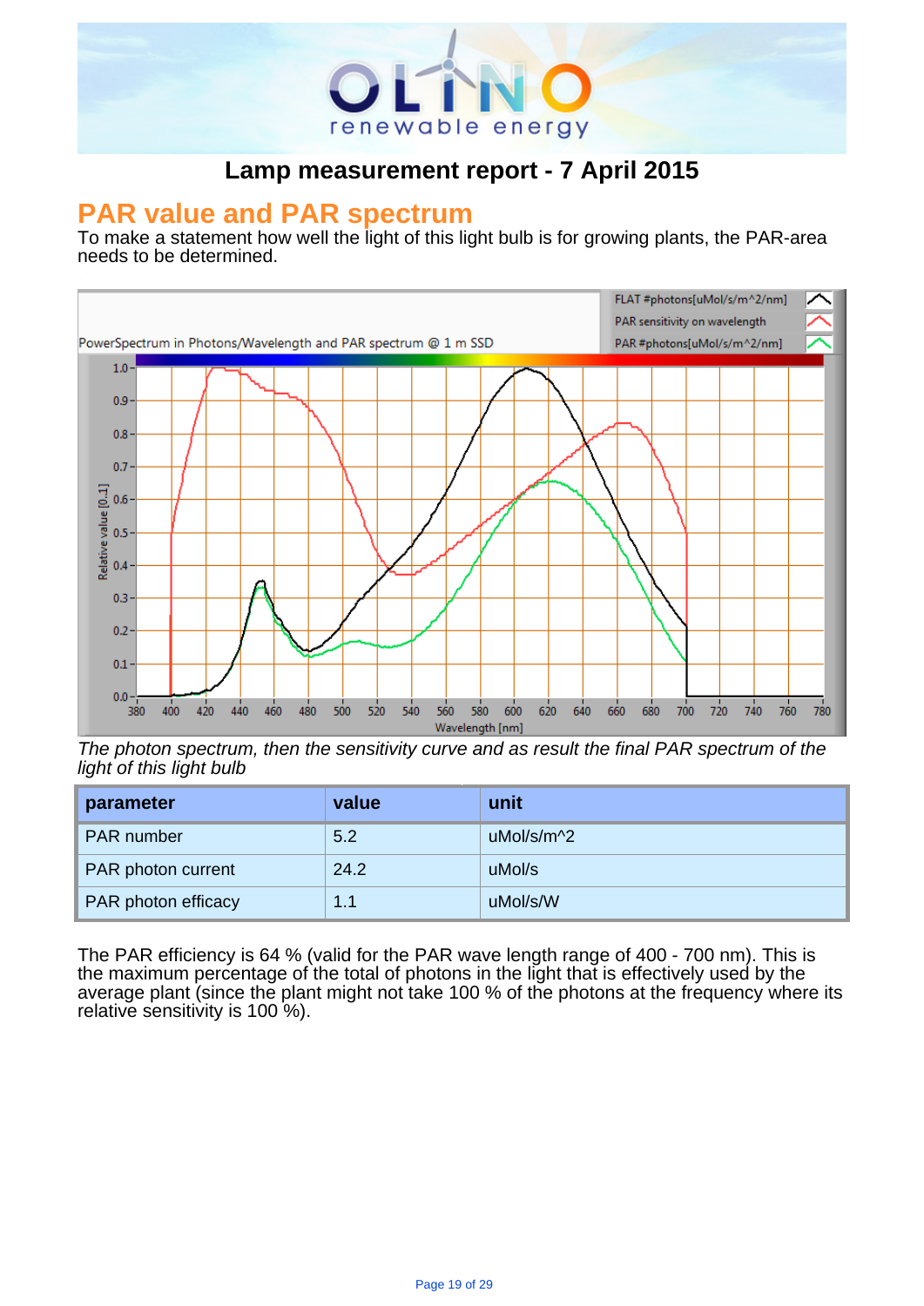## Lamp measurement report - 7 April 2015

# PAR value and PAR spectrum

To make a statement how well the light of this light bulb is for growing plants, the PAR-area needs to be determined.

*The photon spectrum, then the sensitivity curve and as result the final PAR spectrum of the light of this light bulb*

| parameter | value | unit |
| --- | --- | --- |
| PAR number | 5.2 | uMol/s/m^2 |
| PAR photon current | 24.2 | uMol/s |
| PAR photon efficacy | 1.1 | uMol/s/W |

The PAR efficiency is 64 % (valid for the PAR wave length range of 400 - 700 nm). This is the maximum percentage of the total of photons in the light that is effectively used by the average plant (since the plant might not take 100 % of the photons at the frequency where its relative sensitivity is 100 %).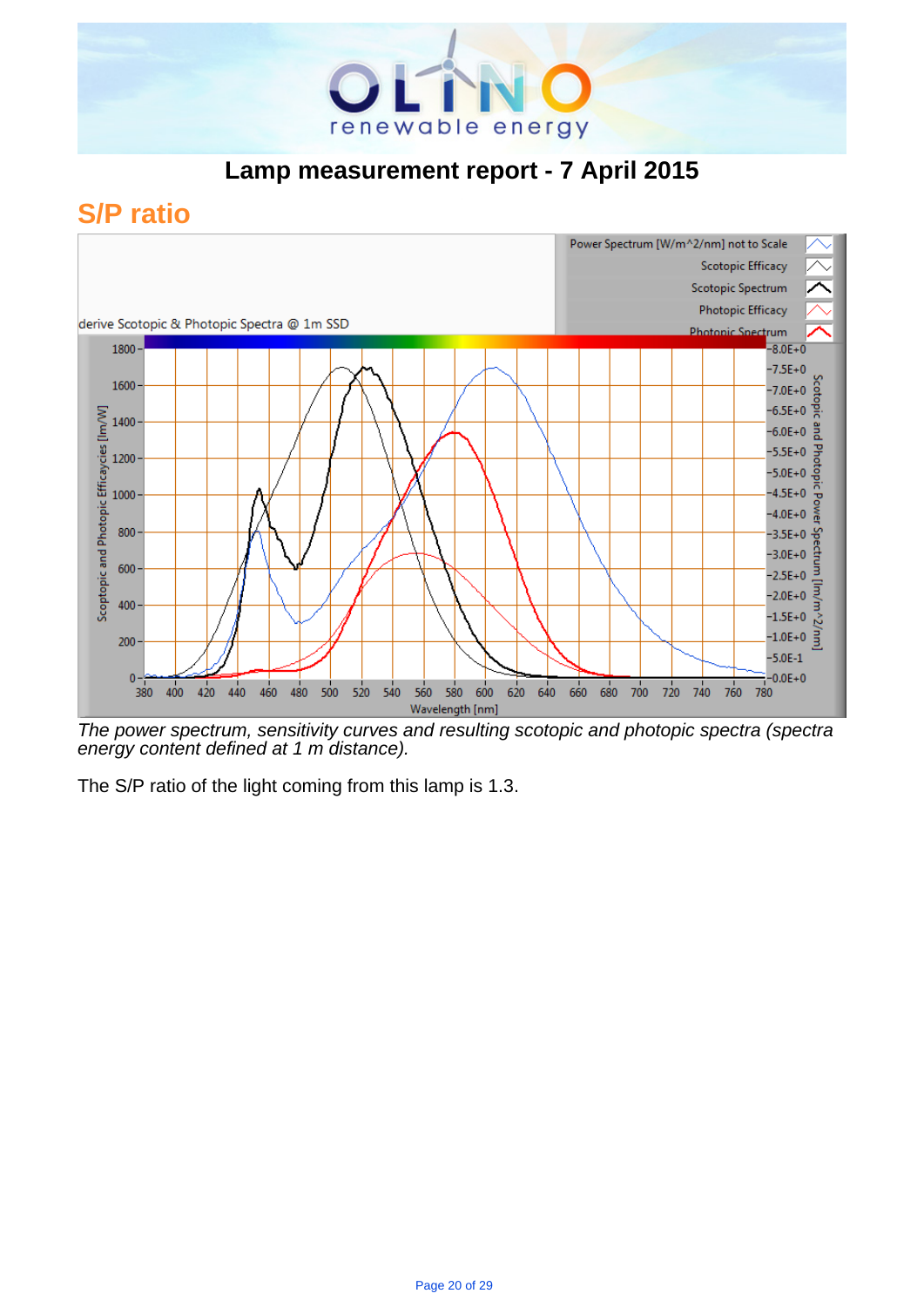# Lamp measurement report - 7 April 2015

## S/P ratio

*The power spectrum, sensitivity curves and resulting scotopic and photopic spectra (spectra energy content defined at 1 m distance).*

The S/P ratio of the light coming from this lamp is 1.3.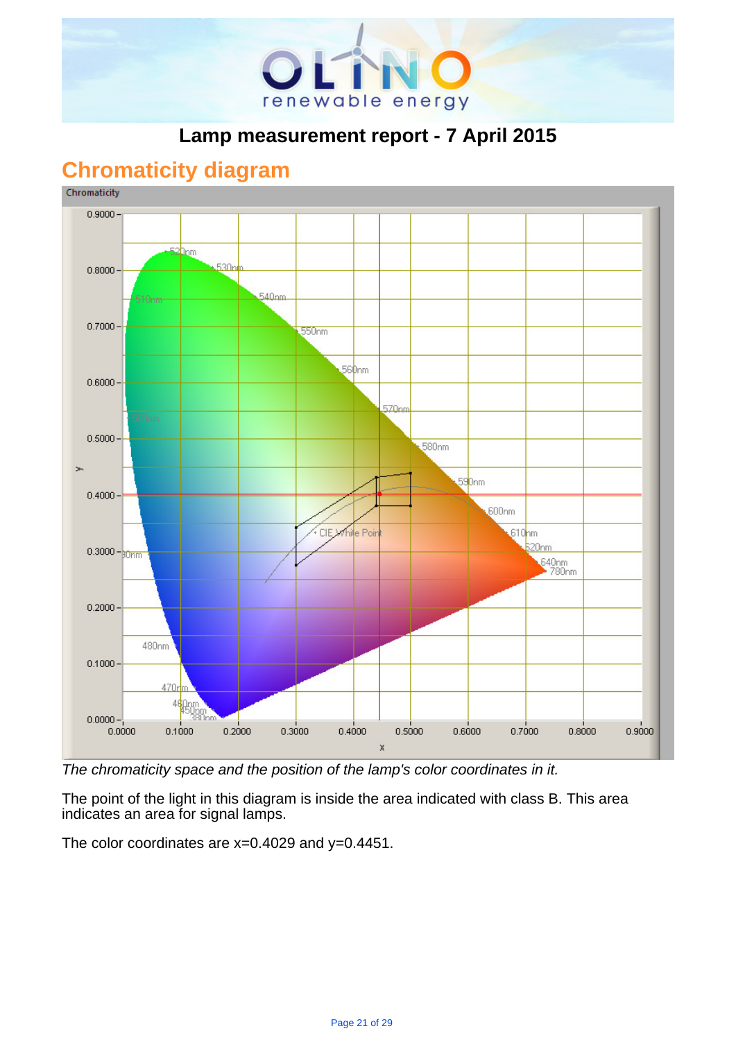# Lamp measurement report - 7 April 2015

## Chromaticity diagram

*The chromaticity space and the position of the lamp's color coordinates in it.*

The point of the light in this diagram is inside the area indicated with class B. This area indicates an area for signal lamps.

The color coordinates are x=0.4029 and y=0.4451.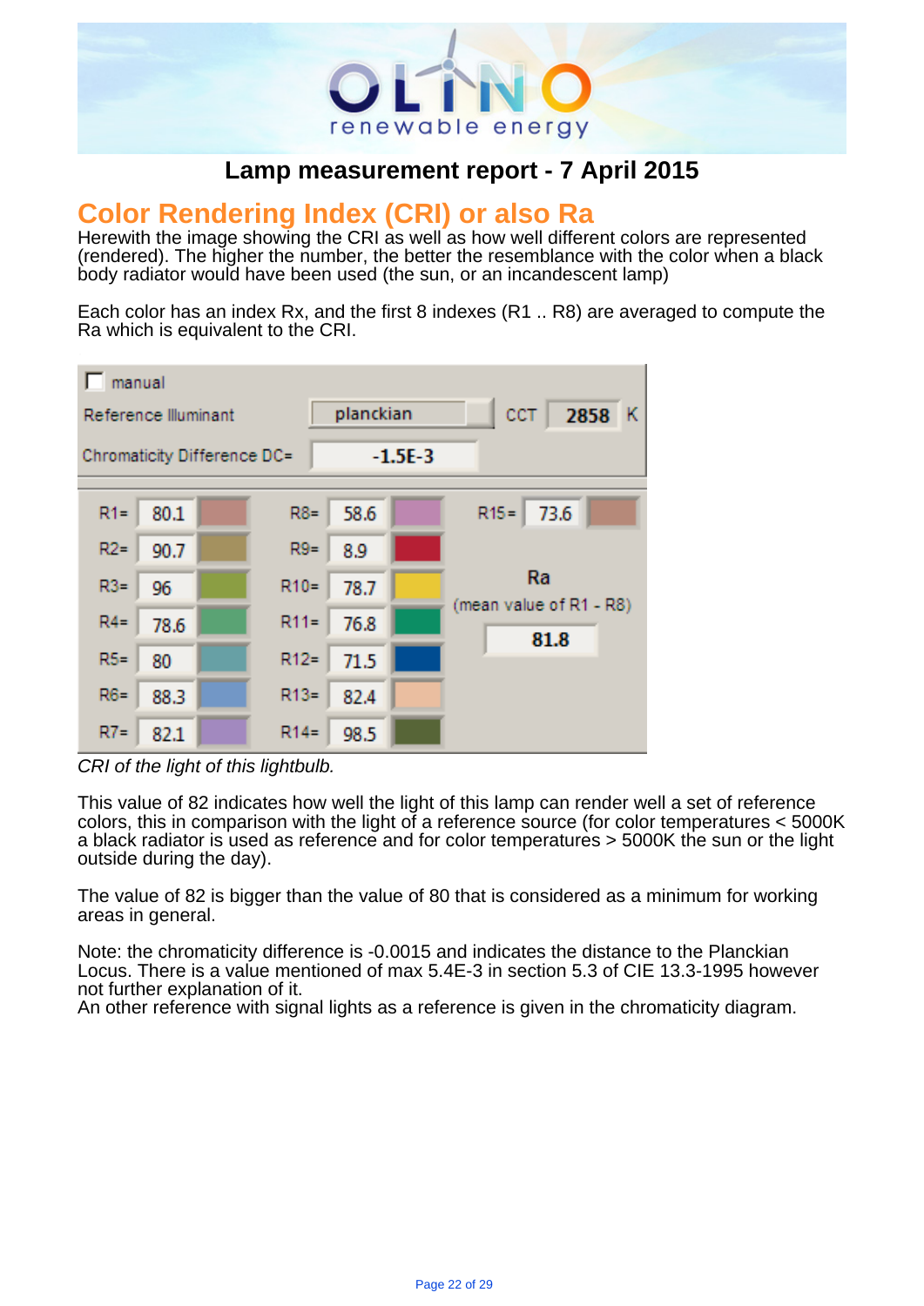## Lamp measurement report - 7 April 2015

# Color Rendering Index (CRI) or also Ra

Herewith the image showing the CRI as well as how well different colors are represented (rendered). The higher the number, the better the resemblance with the color when a black body radiator would have been used (the sun, or an incandescent lamp)

Each color has an index Rx, and the first 8 indexes (R1 .. R8) are averaged to compute the Ra which is equivalent to the CRI.

manual

Reference Illuminant: planckian — CCT 2858 K

Chromaticity Difference DC= -1.5E-3

| Index | Value | Index | Value | Index | Value |
|---|---|---|---|---|---|
| R1= | 80.1 | R8= | 58.6 | R15= | 73.6 |
| R2= | 90.7 | R9= | 8.9 | | |
| R3= | 96 | R10= | 78.7 | | |
| R4= | 78.6 | R11= | 76.8 | | |
| R5= | 80 | R12= | 71.5 | | |
| R6= | 88.3 | R13= | 82.4 | | |
| R7= | 82.1 | R14= | 98.5 | | |

Ra (mean value of R1 - R8): 81.8

*CRI of the light of this lightbulb.*

This value of 82 indicates how well the light of this lamp can render well a set of reference colors, this in comparison with the light of a reference source (for color temperatures < 5000K a black radiator is used as reference and for color temperatures > 5000K the sun or the light outside during the day).

The value of 82 is bigger than the value of 80 that is considered as a minimum for working areas in general.

Note: the chromaticity difference is -0.0015 and indicates the distance to the Planckian Locus. There is a value mentioned of max 5.4E-3 in section 5.3 of CIE 13.3-1995 however not further explanation of it.
An other reference with signal lights as a reference is given in the chromaticity diagram.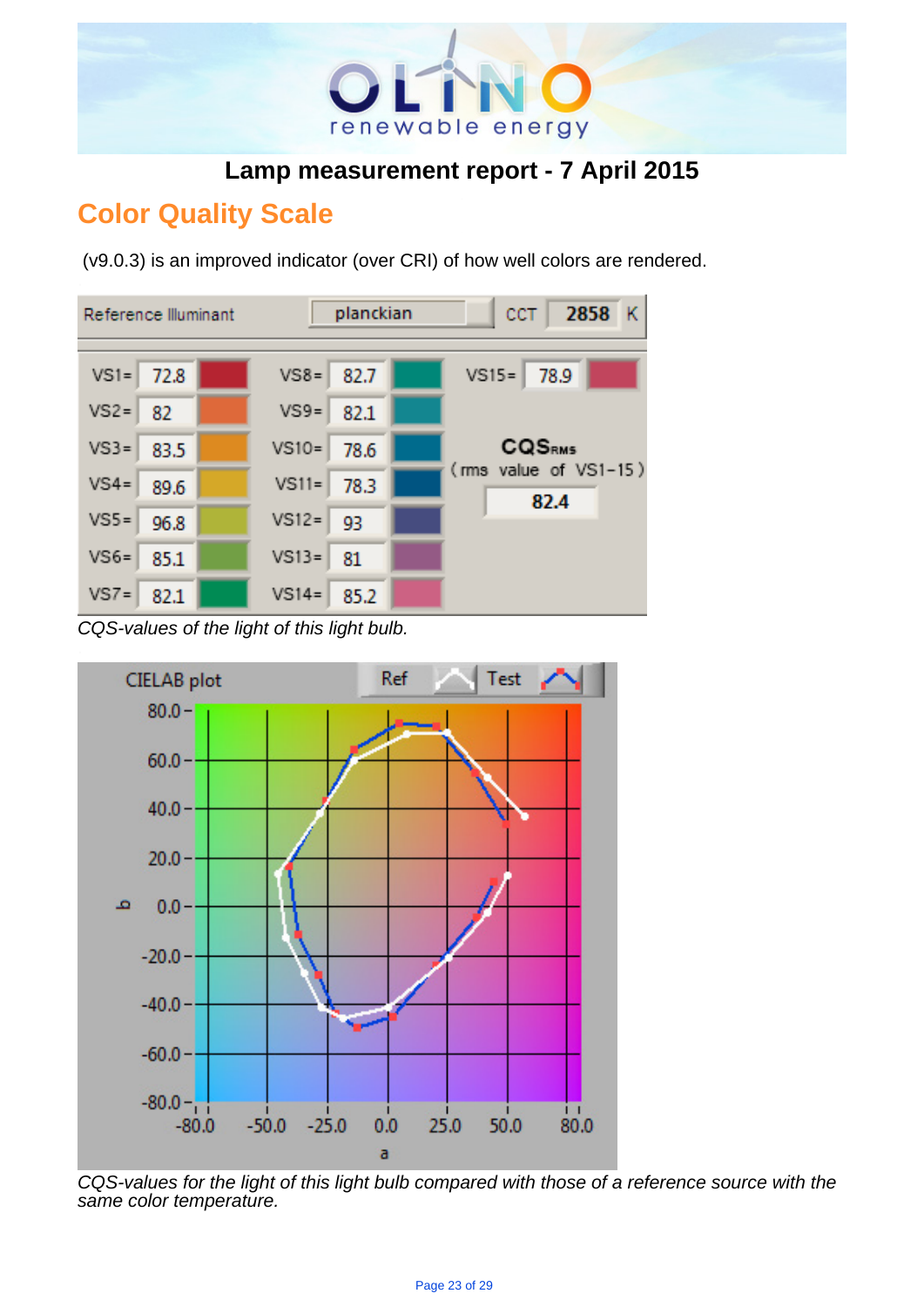## Lamp measurement report - 7 April 2015

## Color Quality Scale

(v9.0.3) is an improved indicator (over CRI) of how well colors are rendered.

| Reference Illuminant | planckian | CCT | 2858 K |
|---|---|---|---|

| | | | | | |
|---|---|---|---|---|---|
| VS1= | 72.8 | VS8= | 82.7 | VS15= | 78.9 |
| VS2= | 82 | VS9= | 82.1 | | |
| VS3= | 83.5 | VS10= | 78.6 | CQS<sub>RMS</sub> (rms value of VS1-15) | 82.4 |
| VS4= | 89.6 | VS11= | 78.3 | | |
| VS5= | 96.8 | VS12= | 93 | | |
| VS6= | 85.1 | VS13= | 81 | | |
| VS7= | 82.1 | VS14= | 85.2 | | |

*CQS-values of the light of this light bulb.*

*CQS-values for the light of this light bulb compared with those of a reference source with the same color temperature.*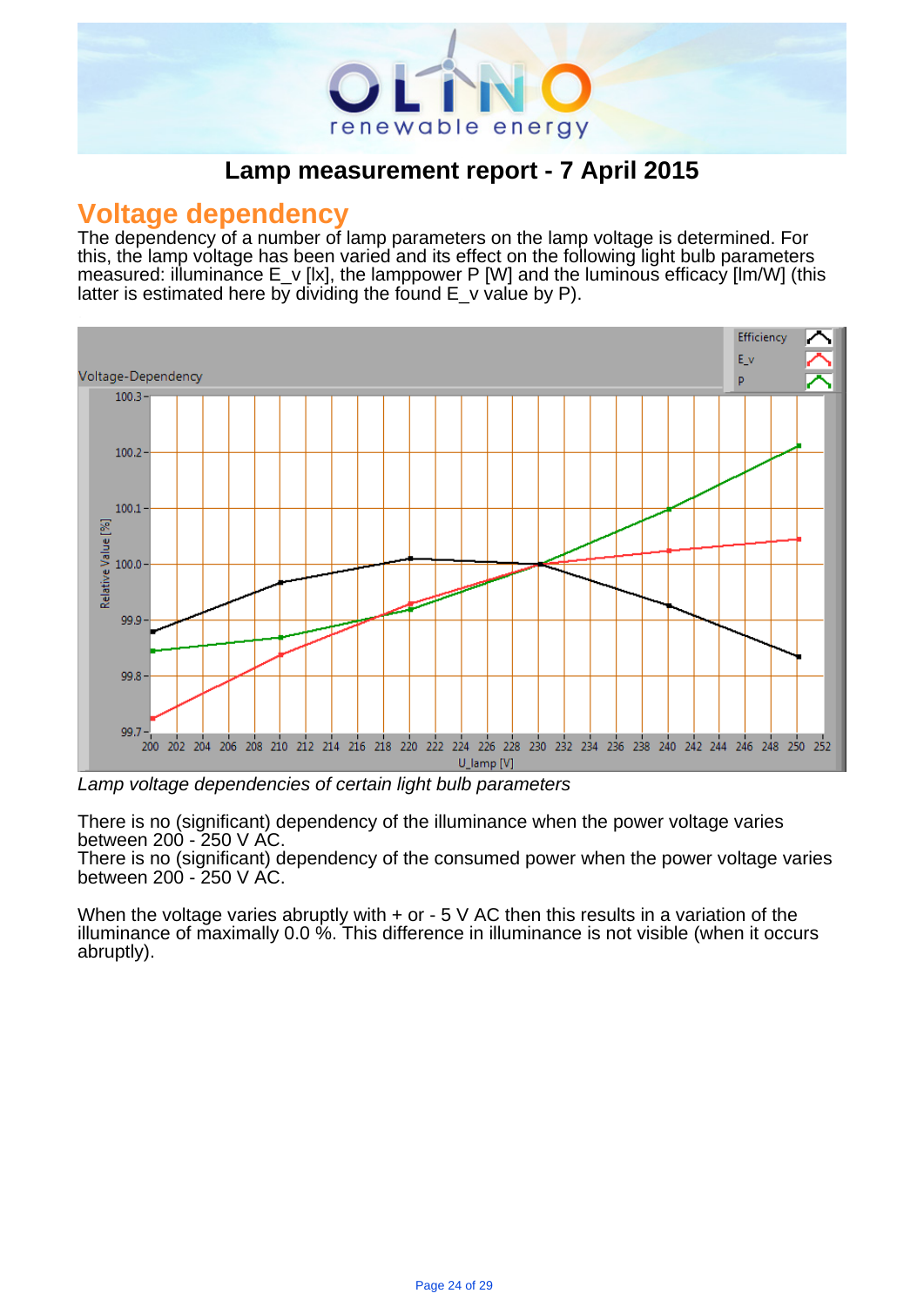# Lamp measurement report - 7 April 2015

## Voltage dependency

The dependency of a number of lamp parameters on the lamp voltage is determined. For this, the lamp voltage has been varied and its effect on the following light bulb parameters measured: illuminance $E_v$ [lx], the lamppower P [W] and the luminous efficacy [lm/W] (this latter is estimated here by dividing the found $E_v$ value by P).

*Lamp voltage dependencies of certain light bulb parameters*

There is no (significant) dependency of the illuminance when the power voltage varies between 200 - 250 V AC.
There is no (significant) dependency of the consumed power when the power voltage varies between 200 - 250 V AC.

When the voltage varies abruptly with + or - 5 V AC then this results in a variation of the illuminance of maximally 0.0 %. This difference in illuminance is not visible (when it occurs abruptly).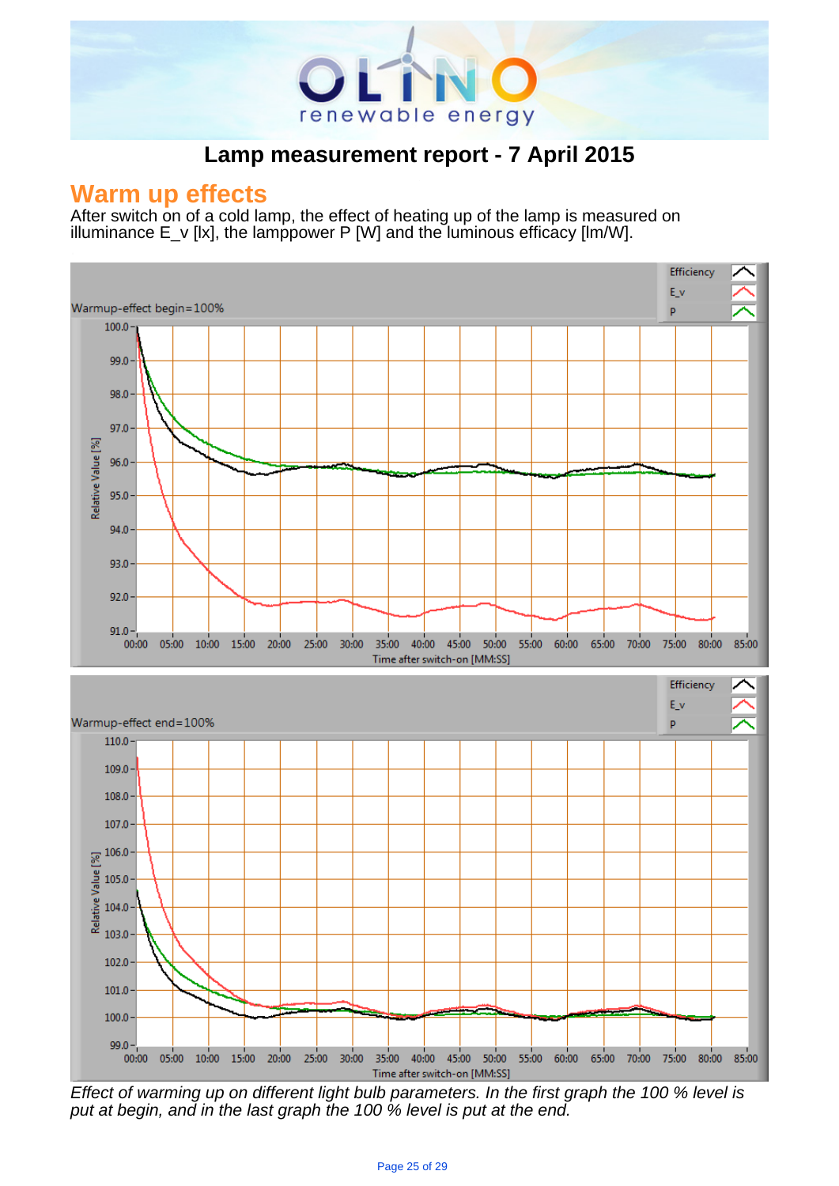# Lamp measurement report - 7 April 2015

## Warm up effects

After switch on of a cold lamp, the effect of heating up of the lamp is measured on illuminance E_v [lx], the lamppower P [W] and the luminous efficacy [lm/W].

*Effect of warming up on different light bulb parameters. In the first graph the 100 % level is put at begin, and in the last graph the 100 % level is put at the end.*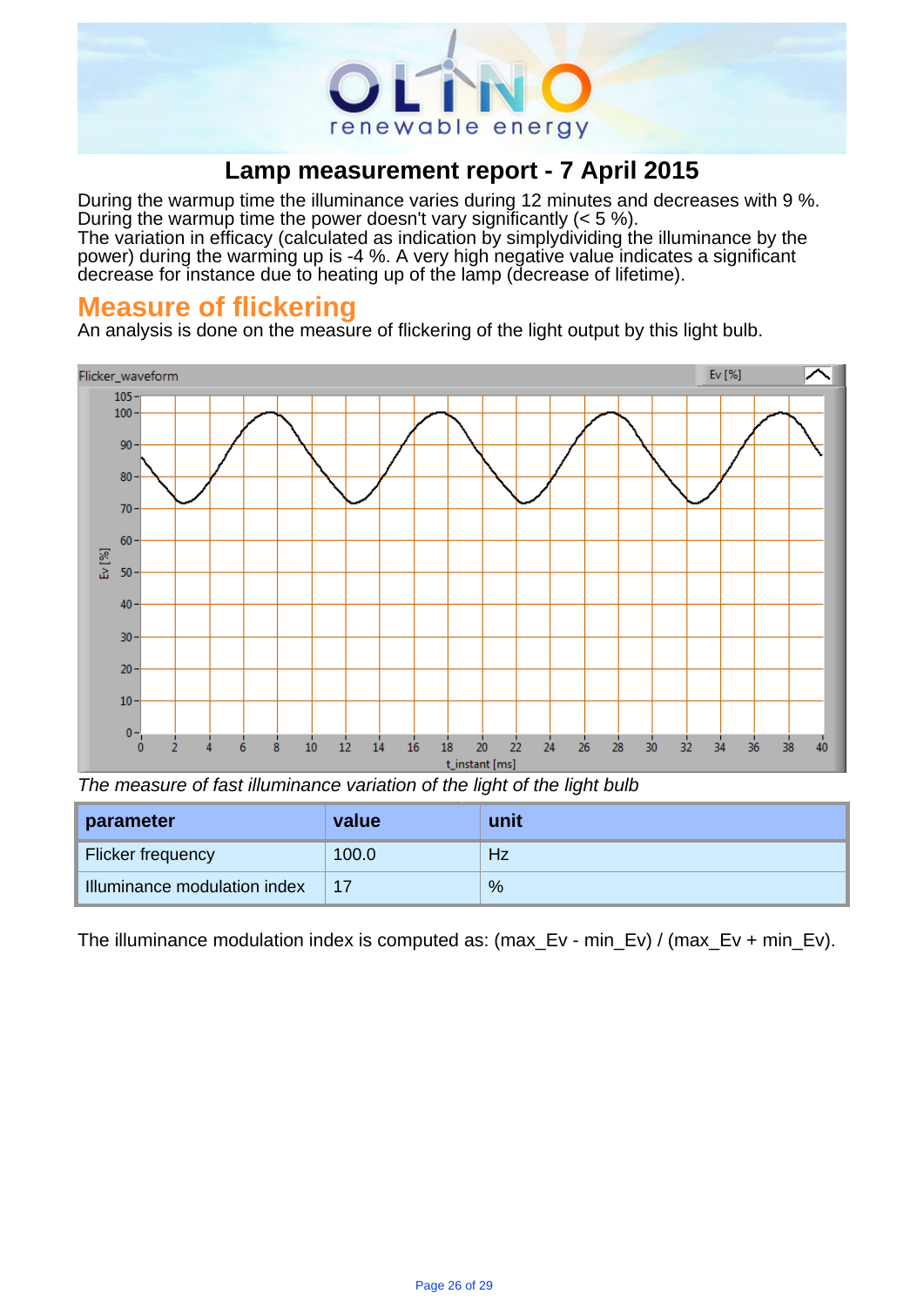# Lamp measurement report - 7 April 2015

During the warmup time the illuminance varies during 12 minutes and decreases with 9 %.
During the warmup time the power doesn't vary significantly (< 5 %).
The variation in efficacy (calculated as indication by simplydividing the illuminance by the power) during the warming up is -4 %. A very high negative value indicates a significant decrease for instance due to heating up of the lamp (decrease of lifetime).

## Measure of flickering

An analysis is done on the measure of flickering of the light output by this light bulb.

*The measure of fast illuminance variation of the light of the light bulb*

| parameter | value | unit |
| --- | --- | --- |
| Flicker frequency | 100.0 | Hz |
| Illuminance modulation index | 17 | % |

The illuminance modulation index is computed as: (max_Ev - min_Ev) / (max_Ev + min_Ev).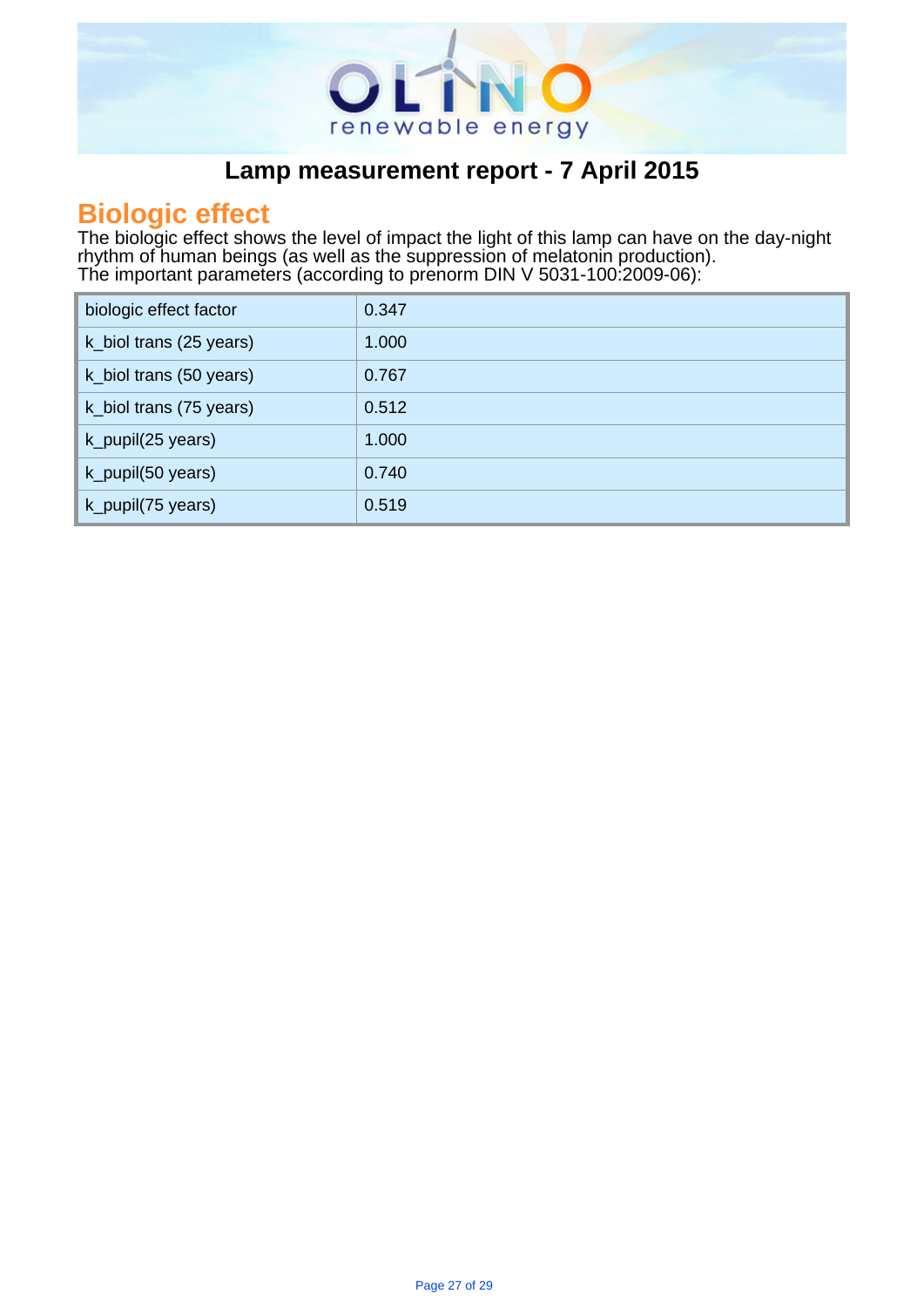# Lamp measurement report - 7 April 2015

## Biologic effect

The biologic effect shows the level of impact the light of this lamp can have on the day-night rhythm of human beings (as well as the suppression of melatonin production).
The important parameters (according to prenorm DIN V 5031-100:2009-06):

| | |
|---|---|
| biologic effect factor | 0.347 |
| k_biol trans (25 years) | 1.000 |
| k_biol trans (50 years) | 0.767 |
| k_biol trans (75 years) | 0.512 |
| k_pupil(25 years) | 1.000 |
| k_pupil(50 years) | 0.740 |
| k_pupil(75 years) | 0.519 |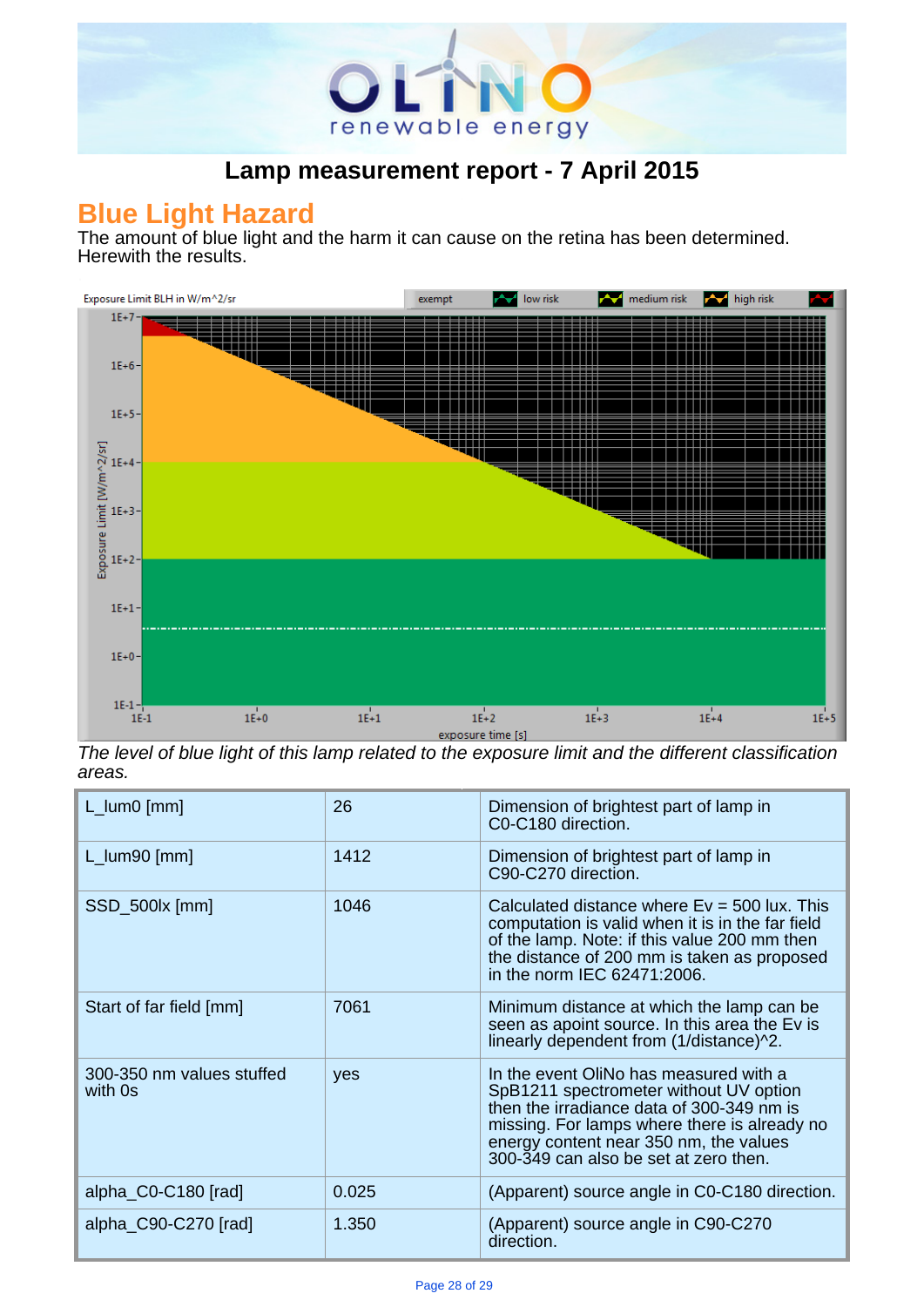# Lamp measurement report - 7 April 2015

## Blue Light Hazard

The amount of blue light and the harm it can cause on the retina has been determined. Herewith the results.

*The level of blue light of this lamp related to the exposure limit and the different classification areas.*

| | | |
|---|---|---|
| L_lum0 [mm] | 26 | Dimension of brightest part of lamp in C0-C180 direction. |
| L_lum90 [mm] | 1412 | Dimension of brightest part of lamp in C90-C270 direction. |
| SSD_500lx [mm] | 1046 | Calculated distance where Ev = 500 lux. This computation is valid when it is in the far field of the lamp. Note: if this value 200 mm then the distance of 200 mm is taken as proposed in the norm IEC 62471:2006. |
| Start of far field [mm] | 7061 | Minimum distance at which the lamp can be seen as apoint source. In this area the Ev is linearly dependent from (1/distance)^2. |
| 300-350 nm values stuffed with 0s | yes | In the event OliNo has measured with a SpB1211 spectrometer without UV option then the irradiance data of 300-349 nm is missing. For lamps where there is already no energy content near 350 nm, the values 300-349 can also be set at zero then. |
| alpha_C0-C180 [rad] | 0.025 | (Apparent) source angle in C0-C180 direction. |
| alpha_C90-C270 [rad] | 1.350 | (Apparent) source angle in C90-C270 direction. |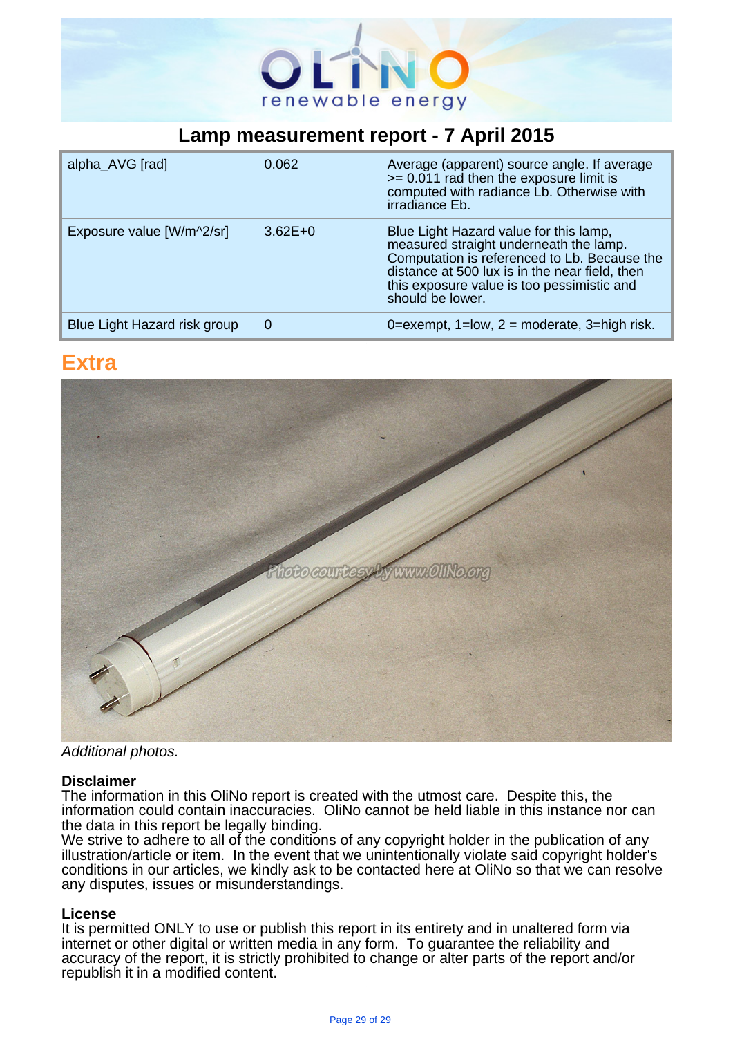## Lamp measurement report - 7 April 2015

| | | |
|---|---|---|
| alpha_AVG [rad] | 0.062 | Average (apparent) source angle. If average >= 0.011 rad then the exposure limit is computed with radiance Lb. Otherwise with irradiance Eb. |
| Exposure value [W/m^2/sr] | 3.62E+0 | Blue Light Hazard value for this lamp, measured straight underneath the lamp. Computation is referenced to Lb. Because the distance at 500 lux is in the near field, then this exposure value is too pessimistic and should be lower. |
| Blue Light Hazard risk group | 0 | 0=exempt, 1=low, 2 = moderate, 3=high risk. |

## Extra

*Additional photos.*

**Disclaimer**
The information in this OliNo report is created with the utmost care. Despite this, the information could contain inaccuracies. OliNo cannot be held liable in this instance nor can the data in this report be legally binding.
We strive to adhere to all of the conditions of any copyright holder in the publication of any illustration/article or item. In the event that we unintentionally violate said copyright holder's conditions in our articles, we kindly ask to be contacted here at OliNo so that we can resolve any disputes, issues or misunderstandings.

**License**
It is permitted ONLY to use or publish this report in its entirety and in unaltered form via internet or other digital or written media in any form. To guarantee the reliability and accuracy of the report, it is strictly prohibited to change or alter parts of the report and/or republish it in a modified content.